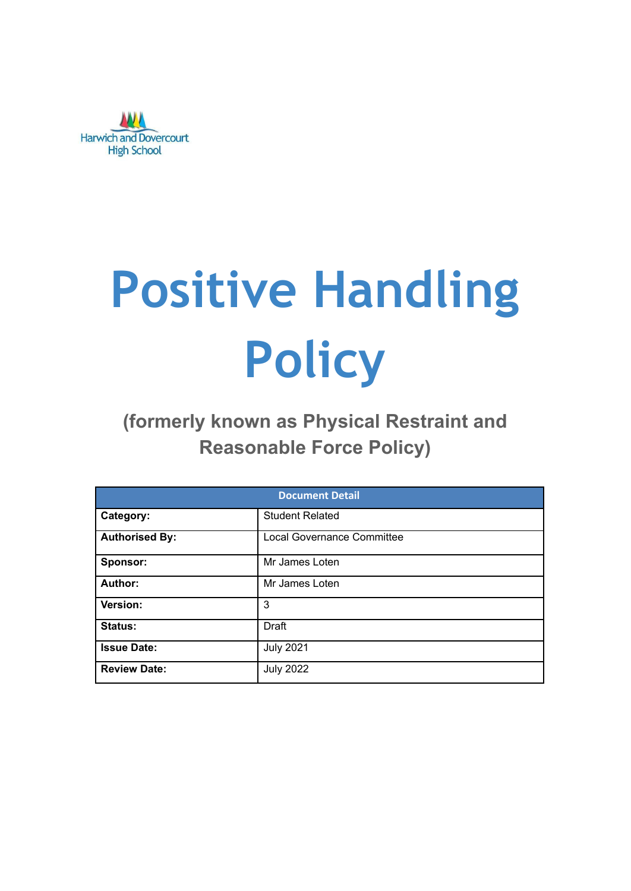Harwich and Dovercourt High School

# Positive Handling Policy

## (formerly known as Physical Restraint and Reasonable Force Policy)

| Document Detail | |
|---|---|
| **Category:** | Student Related |
| **Authorised By:** | Local Governance Committee |
| **Sponsor:** | Mr James Loten |
| **Author:** | Mr James Loten |
| **Version:** | 3 |
| **Status:** | Draft |
| **Issue Date:** | July 2021 |
| **Review Date:** | July 2022 |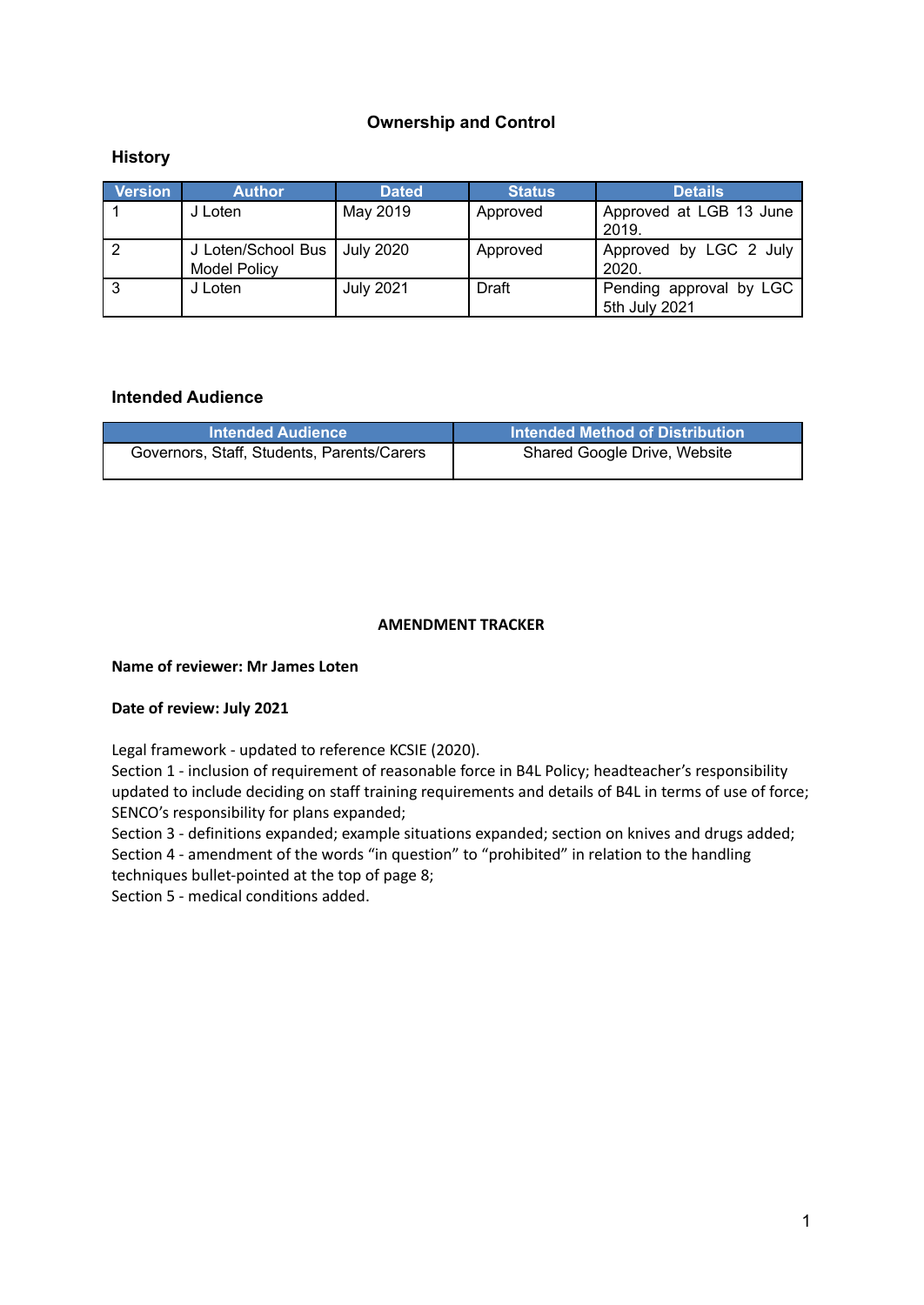## Ownership and Control

### History

| Version | Author | Dated | Status | Details |
|---|---|---|---|---|
| 1 | J Loten | May 2019 | Approved | Approved at LGB 13 June 2019. |
| 2 | J Loten/School Bus Model Policy | July 2020 | Approved | Approved by LGC 2 July 2020. |
| 3 | J Loten | July 2021 | Draft | Pending approval by LGC 5th July 2021 |

### Intended Audience

| Intended Audience | Intended Method of Distribution |
|---|---|
| Governors, Staff, Students, Parents/Carers | Shared Google Drive, Website |

**AMENDMENT TRACKER**

**Name of reviewer: Mr James Loten**

**Date of review: July 2021**

Legal framework - updated to reference KCSIE (2020).
Section 1 - inclusion of requirement of reasonable force in B4L Policy; headteacher's responsibility updated to include deciding on staff training requirements and details of B4L in terms of use of force; SENCO's responsibility for plans expanded;
Section 3 - definitions expanded; example situations expanded; section on knives and drugs added;
Section 4 - amendment of the words "in question" to "prohibited" in relation to the handling techniques bullet-pointed at the top of page 8;
Section 5 - medical conditions added.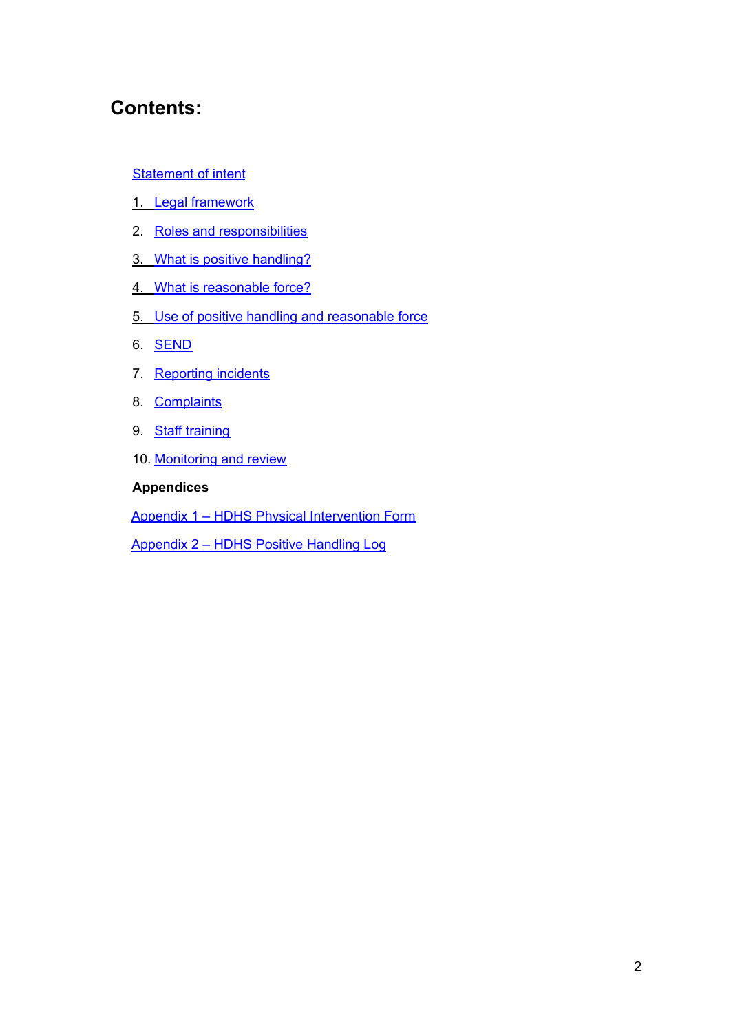# Contents:

Statement of intent

1. Legal framework
2. Roles and responsibilities
3. What is positive handling?
4. What is reasonable force?
5. Use of positive handling and reasonable force
6. SEND
7. Reporting incidents
8. Complaints
9. Staff training
10. Monitoring and review

**Appendices**

Appendix 1 – HDHS Physical Intervention Form

Appendix 2 – HDHS Positive Handling Log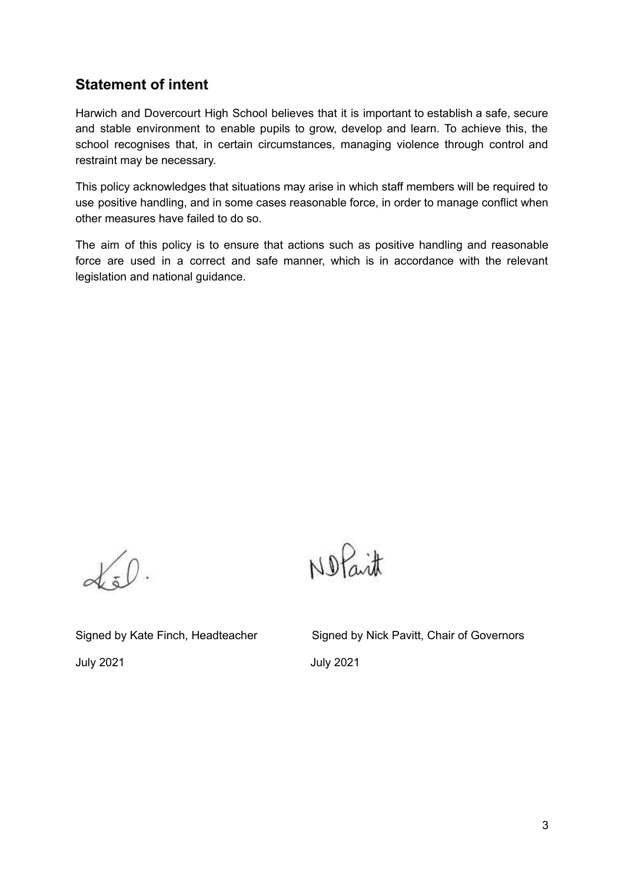## Statement of intent

Harwich and Dovercourt High School believes that it is important to establish a safe, secure and stable environment to enable pupils to grow, develop and learn. To achieve this, the school recognises that, in certain circumstances, managing violence through control and restraint may be necessary.

This policy acknowledges that situations may arise in which staff members will be required to use positive handling, and in some cases reasonable force, in order to manage conflict when other measures have failed to do so.

The aim of this policy is to ensure that actions such as positive handling and reasonable force are used in a correct and safe manner, which is in accordance with the relevant legislation and national guidance.

Signed by Kate Finch, Headteacher

July 2021

Signed by Nick Pavitt, Chair of Governors

July 2021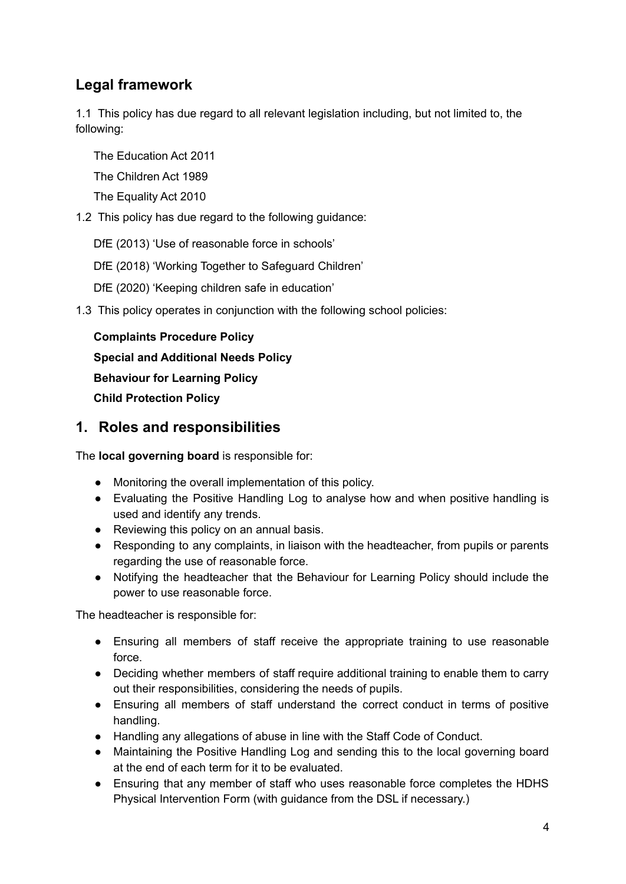## Legal framework

1.1 This policy has due regard to all relevant legislation including, but not limited to, the following:

The Education Act 2011

The Children Act 1989

The Equality Act 2010

1.2 This policy has due regard to the following guidance:

DfE (2013) 'Use of reasonable force in schools'

DfE (2018) 'Working Together to Safeguard Children'

DfE (2020) 'Keeping children safe in education'

1.3 This policy operates in conjunction with the following school policies:

**Complaints Procedure Policy**

**Special and Additional Needs Policy**

**Behaviour for Learning Policy**

**Child Protection Policy**

## 1. Roles and responsibilities

The **local governing board** is responsible for:

- Monitoring the overall implementation of this policy.
- Evaluating the Positive Handling Log to analyse how and when positive handling is used and identify any trends.
- Reviewing this policy on an annual basis.
- Responding to any complaints, in liaison with the headteacher, from pupils or parents regarding the use of reasonable force.
- Notifying the headteacher that the Behaviour for Learning Policy should include the power to use reasonable force.

The headteacher is responsible for:

- Ensuring all members of staff receive the appropriate training to use reasonable force.
- Deciding whether members of staff require additional training to enable them to carry out their responsibilities, considering the needs of pupils.
- Ensuring all members of staff understand the correct conduct in terms of positive handling.
- Handling any allegations of abuse in line with the Staff Code of Conduct.
- Maintaining the Positive Handling Log and sending this to the local governing board at the end of each term for it to be evaluated.
- Ensuring that any member of staff who uses reasonable force completes the HDHS Physical Intervention Form (with guidance from the DSL if necessary.)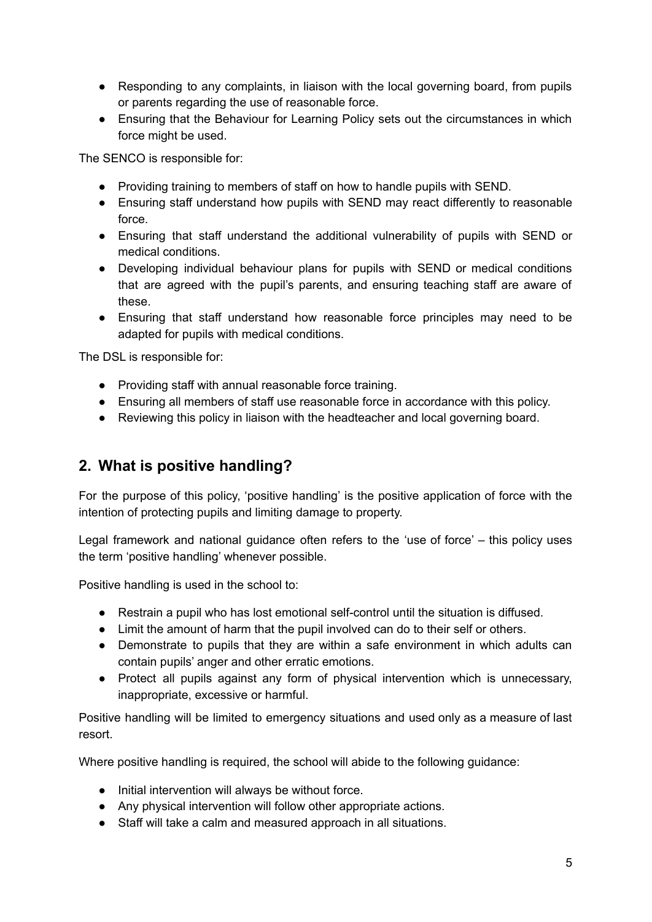- Responding to any complaints, in liaison with the local governing board, from pupils or parents regarding the use of reasonable force.
- Ensuring that the Behaviour for Learning Policy sets out the circumstances in which force might be used.

The SENCO is responsible for:

- Providing training to members of staff on how to handle pupils with SEND.
- Ensuring staff understand how pupils with SEND may react differently to reasonable force.
- Ensuring that staff understand the additional vulnerability of pupils with SEND or medical conditions.
- Developing individual behaviour plans for pupils with SEND or medical conditions that are agreed with the pupil's parents, and ensuring teaching staff are aware of these.
- Ensuring that staff understand how reasonable force principles may need to be adapted for pupils with medical conditions.

The DSL is responsible for:

- Providing staff with annual reasonable force training.
- Ensuring all members of staff use reasonable force in accordance with this policy.
- Reviewing this policy in liaison with the headteacher and local governing board.

## 2. What is positive handling?

For the purpose of this policy, 'positive handling' is the positive application of force with the intention of protecting pupils and limiting damage to property.

Legal framework and national guidance often refers to the 'use of force' – this policy uses the term 'positive handling' whenever possible.

Positive handling is used in the school to:

- Restrain a pupil who has lost emotional self-control until the situation is diffused.
- Limit the amount of harm that the pupil involved can do to their self or others.
- Demonstrate to pupils that they are within a safe environment in which adults can contain pupils' anger and other erratic emotions.
- Protect all pupils against any form of physical intervention which is unnecessary, inappropriate, excessive or harmful.

Positive handling will be limited to emergency situations and used only as a measure of last resort.

Where positive handling is required, the school will abide to the following guidance:

- Initial intervention will always be without force.
- Any physical intervention will follow other appropriate actions.
- Staff will take a calm and measured approach in all situations.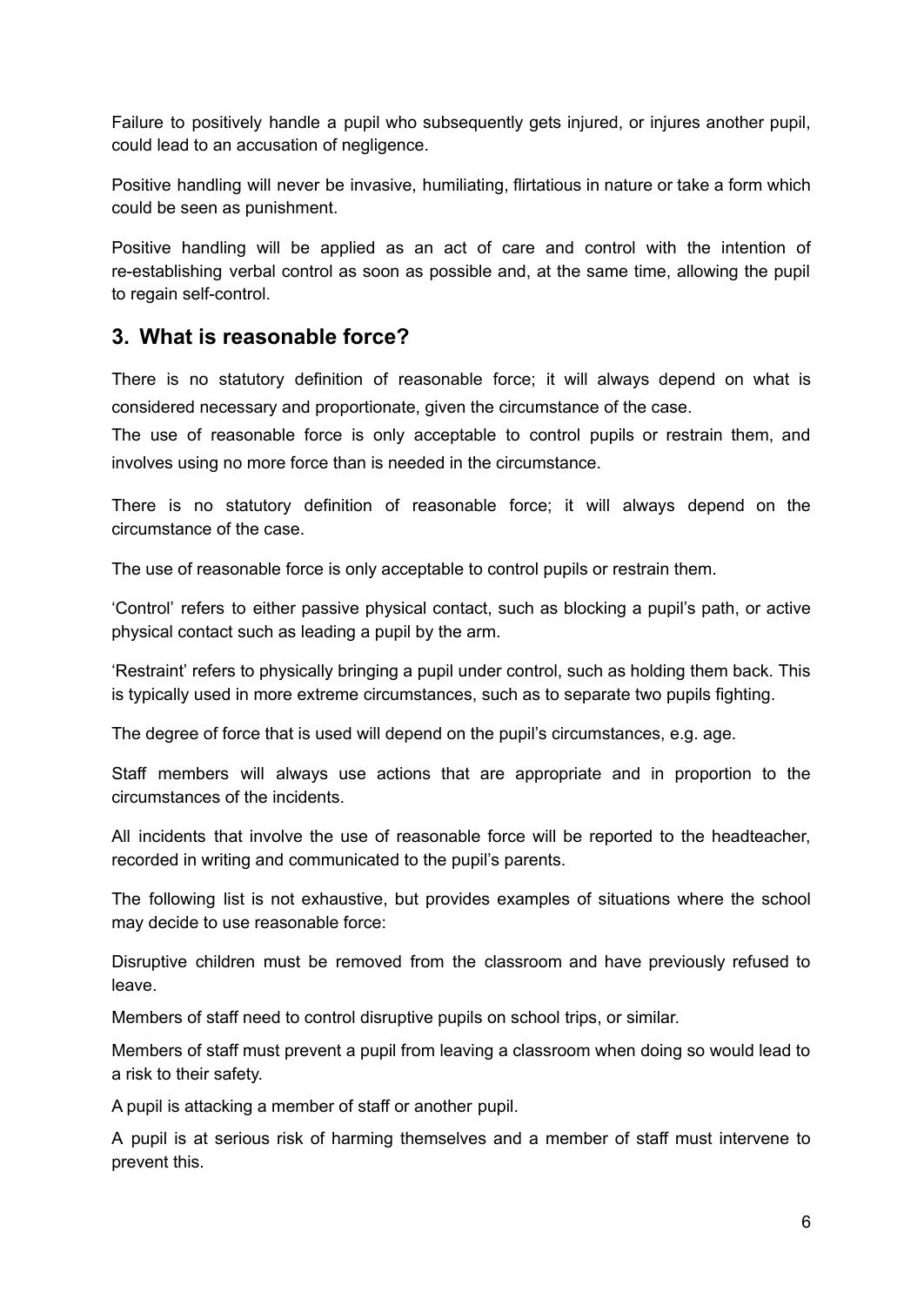Failure to positively handle a pupil who subsequently gets injured, or injures another pupil, could lead to an accusation of negligence.

Positive handling will never be invasive, humiliating, flirtatious in nature or take a form which could be seen as punishment.

Positive handling will be applied as an act of care and control with the intention of re-establishing verbal control as soon as possible and, at the same time, allowing the pupil to regain self-control.

## 3. What is reasonable force?

There is no statutory definition of reasonable force; it will always depend on what is considered necessary and proportionate, given the circumstance of the case.

The use of reasonable force is only acceptable to control pupils or restrain them, and involves using no more force than is needed in the circumstance.

There is no statutory definition of reasonable force; it will always depend on the circumstance of the case.

The use of reasonable force is only acceptable to control pupils or restrain them.

'Control' refers to either passive physical contact, such as blocking a pupil's path, or active physical contact such as leading a pupil by the arm.

'Restraint' refers to physically bringing a pupil under control, such as holding them back. This is typically used in more extreme circumstances, such as to separate two pupils fighting.

The degree of force that is used will depend on the pupil's circumstances, e.g. age.

Staff members will always use actions that are appropriate and in proportion to the circumstances of the incidents.

All incidents that involve the use of reasonable force will be reported to the headteacher, recorded in writing and communicated to the pupil's parents.

The following list is not exhaustive, but provides examples of situations where the school may decide to use reasonable force:

Disruptive children must be removed from the classroom and have previously refused to leave.

Members of staff need to control disruptive pupils on school trips, or similar.

Members of staff must prevent a pupil from leaving a classroom when doing so would lead to a risk to their safety.

A pupil is attacking a member of staff or another pupil.

A pupil is at serious risk of harming themselves and a member of staff must intervene to prevent this.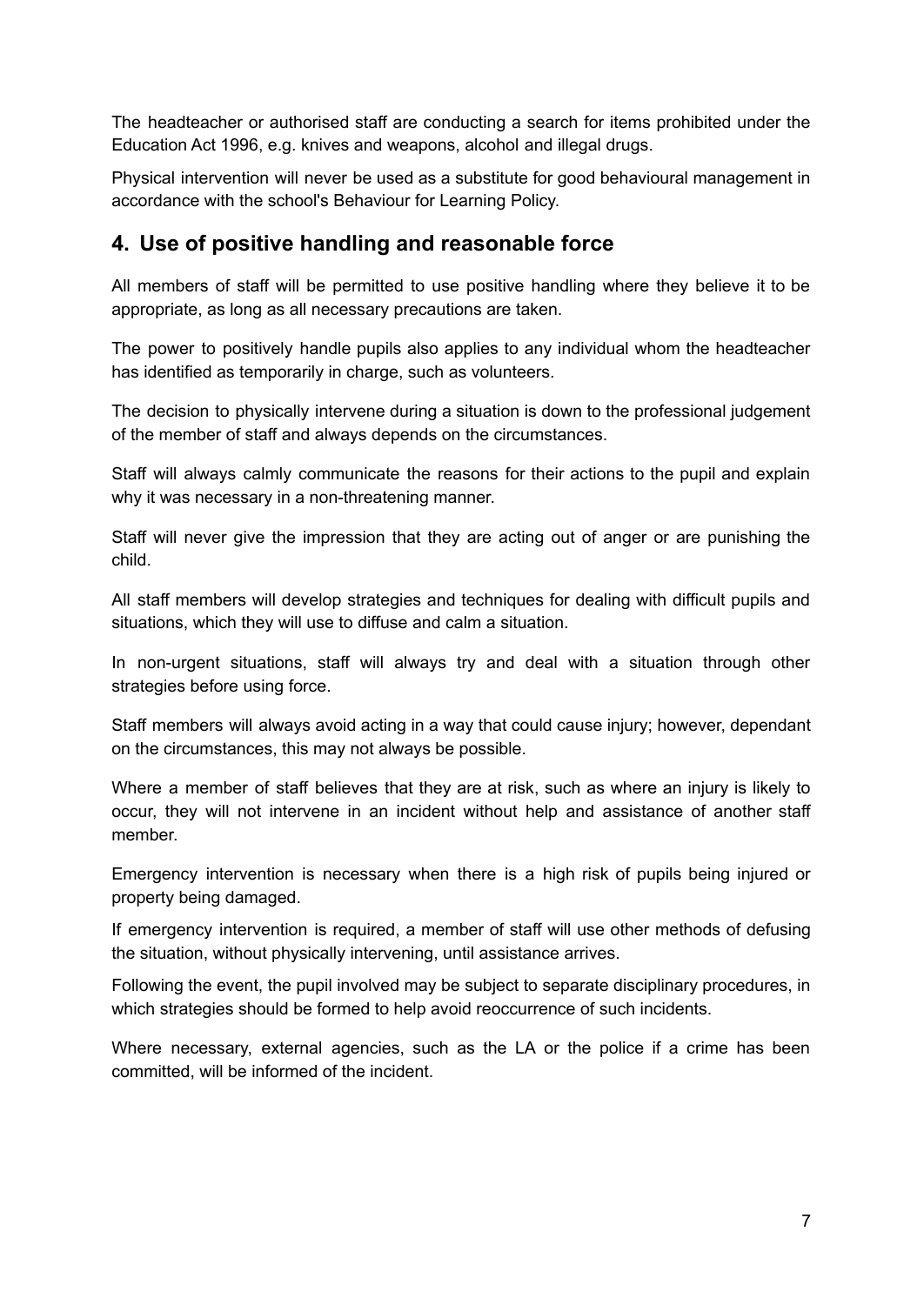The headteacher or authorised staff are conducting a search for items prohibited under the Education Act 1996, e.g. knives and weapons, alcohol and illegal drugs.

Physical intervention will never be used as a substitute for good behavioural management in accordance with the school's Behaviour for Learning Policy.

## 4. Use of positive handling and reasonable force

All members of staff will be permitted to use positive handling where they believe it to be appropriate, as long as all necessary precautions are taken.

The power to positively handle pupils also applies to any individual whom the headteacher has identified as temporarily in charge, such as volunteers.

The decision to physically intervene during a situation is down to the professional judgement of the member of staff and always depends on the circumstances.

Staff will always calmly communicate the reasons for their actions to the pupil and explain why it was necessary in a non-threatening manner.

Staff will never give the impression that they are acting out of anger or are punishing the child.

All staff members will develop strategies and techniques for dealing with difficult pupils and situations, which they will use to diffuse and calm a situation.

In non-urgent situations, staff will always try and deal with a situation through other strategies before using force.

Staff members will always avoid acting in a way that could cause injury; however, dependant on the circumstances, this may not always be possible.

Where a member of staff believes that they are at risk, such as where an injury is likely to occur, they will not intervene in an incident without help and assistance of another staff member.

Emergency intervention is necessary when there is a high risk of pupils being injured or property being damaged.

If emergency intervention is required, a member of staff will use other methods of defusing the situation, without physically intervening, until assistance arrives.

Following the event, the pupil involved may be subject to separate disciplinary procedures, in which strategies should be formed to help avoid reoccurrence of such incidents.

Where necessary, external agencies, such as the LA or the police if a crime has been committed, will be informed of the incident.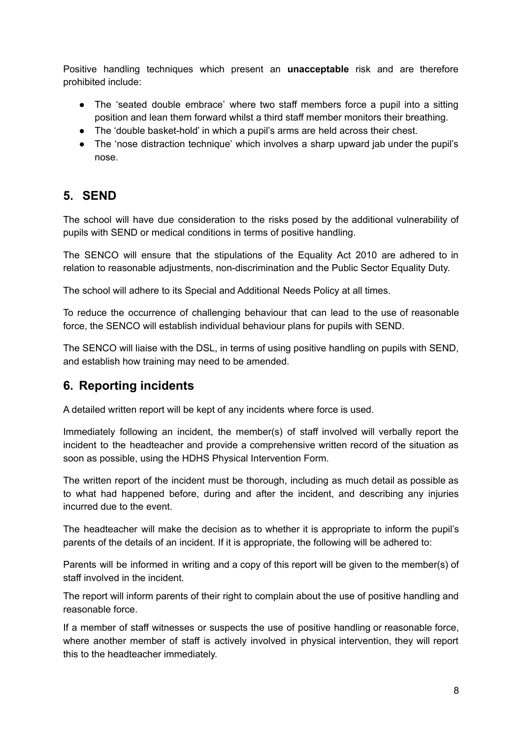Positive handling techniques which present an **unacceptable** risk and are therefore prohibited include:

- The 'seated double embrace' where two staff members force a pupil into a sitting position and lean them forward whilst a third staff member monitors their breathing.
- The 'double basket-hold' in which a pupil's arms are held across their chest.
- The 'nose distraction technique' which involves a sharp upward jab under the pupil's nose.

## 5. SEND

The school will have due consideration to the risks posed by the additional vulnerability of pupils with SEND or medical conditions in terms of positive handling.

The SENCO will ensure that the stipulations of the Equality Act 2010 are adhered to in relation to reasonable adjustments, non-discrimination and the Public Sector Equality Duty.

The school will adhere to its Special and Additional Needs Policy at all times.

To reduce the occurrence of challenging behaviour that can lead to the use of reasonable force, the SENCO will establish individual behaviour plans for pupils with SEND.

The SENCO will liaise with the DSL, in terms of using positive handling on pupils with SEND, and establish how training may need to be amended.

## 6. Reporting incidents

A detailed written report will be kept of any incidents where force is used.

Immediately following an incident, the member(s) of staff involved will verbally report the incident to the headteacher and provide a comprehensive written record of the situation as soon as possible, using the HDHS Physical Intervention Form.

The written report of the incident must be thorough, including as much detail as possible as to what had happened before, during and after the incident, and describing any injuries incurred due to the event.

The headteacher will make the decision as to whether it is appropriate to inform the pupil's parents of the details of an incident. If it is appropriate, the following will be adhered to:

Parents will be informed in writing and a copy of this report will be given to the member(s) of staff involved in the incident.

The report will inform parents of their right to complain about the use of positive handling and reasonable force.

If a member of staff witnesses or suspects the use of positive handling or reasonable force, where another member of staff is actively involved in physical intervention, they will report this to the headteacher immediately.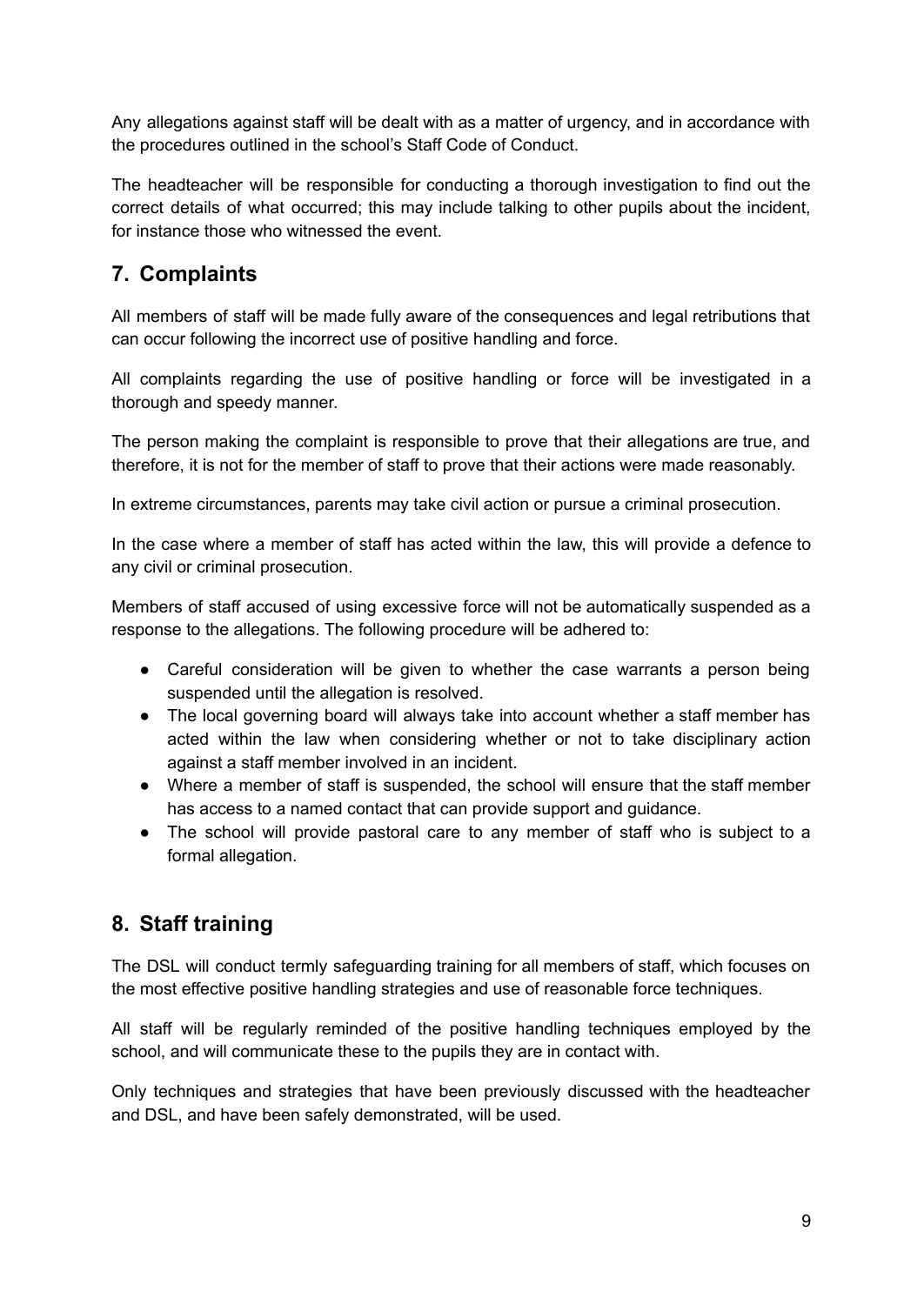Any allegations against staff will be dealt with as a matter of urgency, and in accordance with the procedures outlined in the school's Staff Code of Conduct.

The headteacher will be responsible for conducting a thorough investigation to find out the correct details of what occurred; this may include talking to other pupils about the incident, for instance those who witnessed the event.

## 7. Complaints

All members of staff will be made fully aware of the consequences and legal retributions that can occur following the incorrect use of positive handling and force.

All complaints regarding the use of positive handling or force will be investigated in a thorough and speedy manner.

The person making the complaint is responsible to prove that their allegations are true, and therefore, it is not for the member of staff to prove that their actions were made reasonably.

In extreme circumstances, parents may take civil action or pursue a criminal prosecution.

In the case where a member of staff has acted within the law, this will provide a defence to any civil or criminal prosecution.

Members of staff accused of using excessive force will not be automatically suspended as a response to the allegations. The following procedure will be adhered to:

- Careful consideration will be given to whether the case warrants a person being suspended until the allegation is resolved.
- The local governing board will always take into account whether a staff member has acted within the law when considering whether or not to take disciplinary action against a staff member involved in an incident.
- Where a member of staff is suspended, the school will ensure that the staff member has access to a named contact that can provide support and guidance.
- The school will provide pastoral care to any member of staff who is subject to a formal allegation.

## 8. Staff training

The DSL will conduct termly safeguarding training for all members of staff, which focuses on the most effective positive handling strategies and use of reasonable force techniques.

All staff will be regularly reminded of the positive handling techniques employed by the school, and will communicate these to the pupils they are in contact with.

Only techniques and strategies that have been previously discussed with the headteacher and DSL, and have been safely demonstrated, will be used.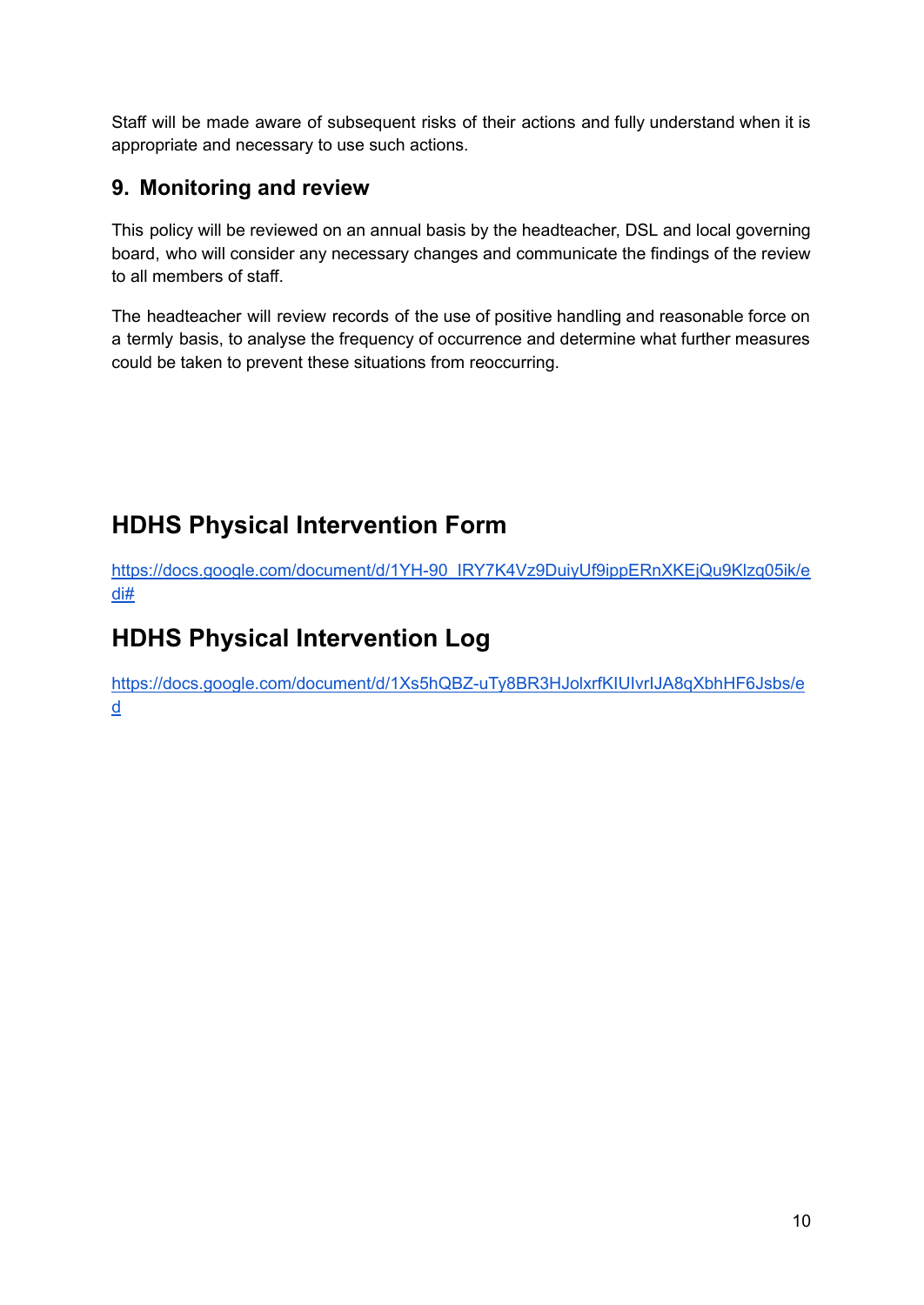Staff will be made aware of subsequent risks of their actions and fully understand when it is appropriate and necessary to use such actions.

## 9. Monitoring and review

This policy will be reviewed on an annual basis by the headteacher, DSL and local governing board, who will consider any necessary changes and communicate the findings of the review to all members of staff.

The headteacher will review records of the use of positive handling and reasonable force on a termly basis, to analyse the frequency of occurrence and determine what further measures could be taken to prevent these situations from reoccurring.

# HDHS Physical Intervention Form

https://docs.google.com/document/d/1YH-90_IRY7K4Vz9DuiyUf9ippERnXKEjQu9Klzq05ik/edi#

# HDHS Physical Intervention Log

https://docs.google.com/document/d/1Xs5hQBZ-uTy8BR3HJolxrfKIUlvrIJA8qXbhHF6Jsbs/ed